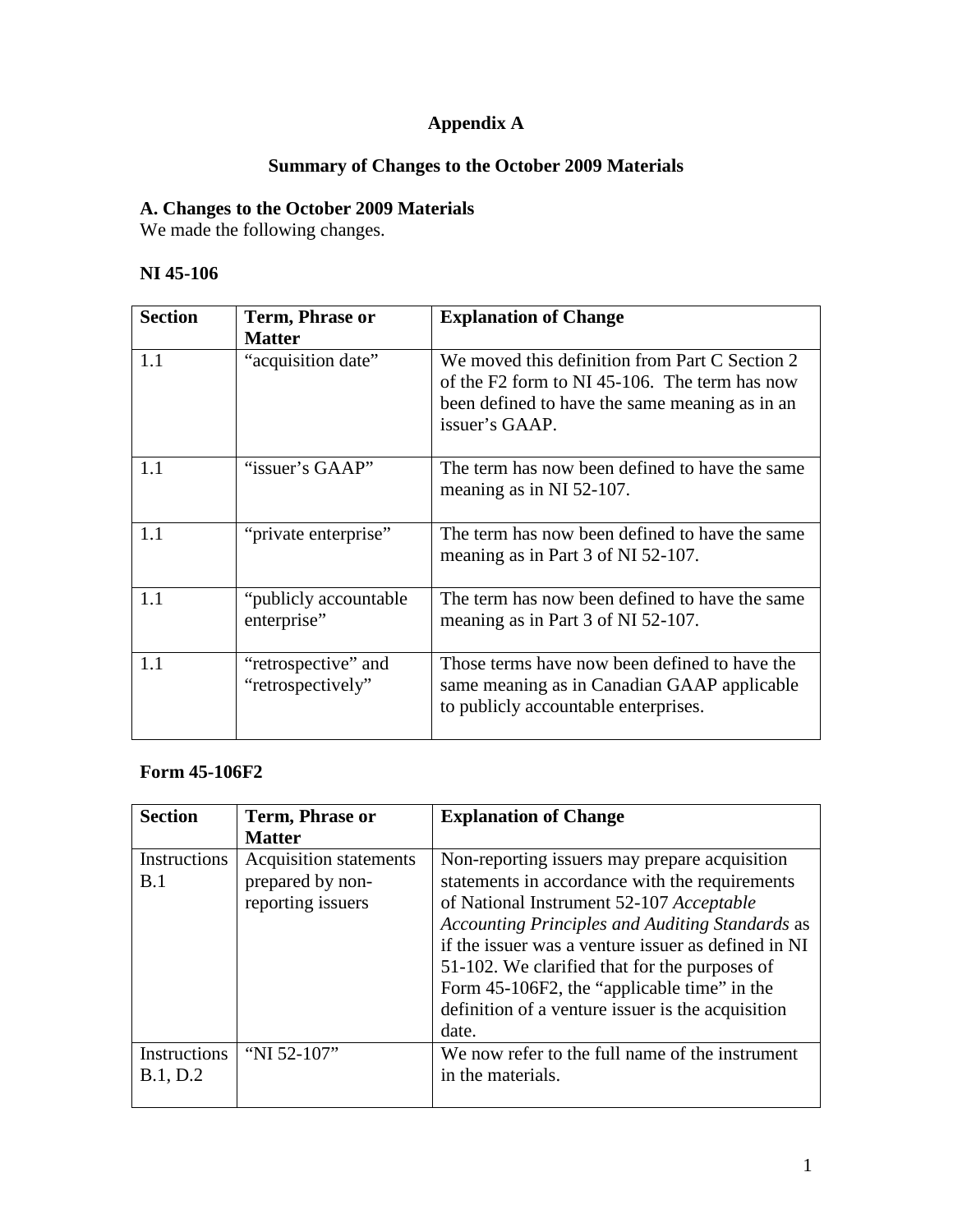# Appendix A

## Summary of Changes to the October 2009 Materials

### A. Changes to the October 2009 Materials

We made the following changes.

**NI 45-106**

| Section | Term, Phrase or Matter | Explanation of Change |
|---|---|---|
| 1.1 | "acquisition date" | We moved this definition from Part C Section 2 of the F2 form to NI 45-106. The term has now been defined to have the same meaning as in an issuer's GAAP. |
| 1.1 | "issuer's GAAP" | The term has now been defined to have the same meaning as in NI 52-107. |
| 1.1 | "private enterprise" | The term has now been defined to have the same meaning as in Part 3 of NI 52-107. |
| 1.1 | "publicly accountable enterprise" | The term has now been defined to have the same meaning as in Part 3 of NI 52-107. |
| 1.1 | "retrospective" and "retrospectively" | Those terms have now been defined to have the same meaning as in Canadian GAAP applicable to publicly accountable enterprises. |

**Form 45-106F2**

| Section | Term, Phrase or Matter | Explanation of Change |
|---|---|---|
| Instructions B.1 | Acquisition statements prepared by non-reporting issuers | Non-reporting issuers may prepare acquisition statements in accordance with the requirements of National Instrument 52-107 *Acceptable Accounting Principles and Auditing Standards* as if the issuer was a venture issuer as defined in NI 51-102. We clarified that for the purposes of Form 45-106F2, the "applicable time" in the definition of a venture issuer is the acquisition date. |
| Instructions B.1, D.2 | "NI 52-107" | We now refer to the full name of the instrument in the materials. |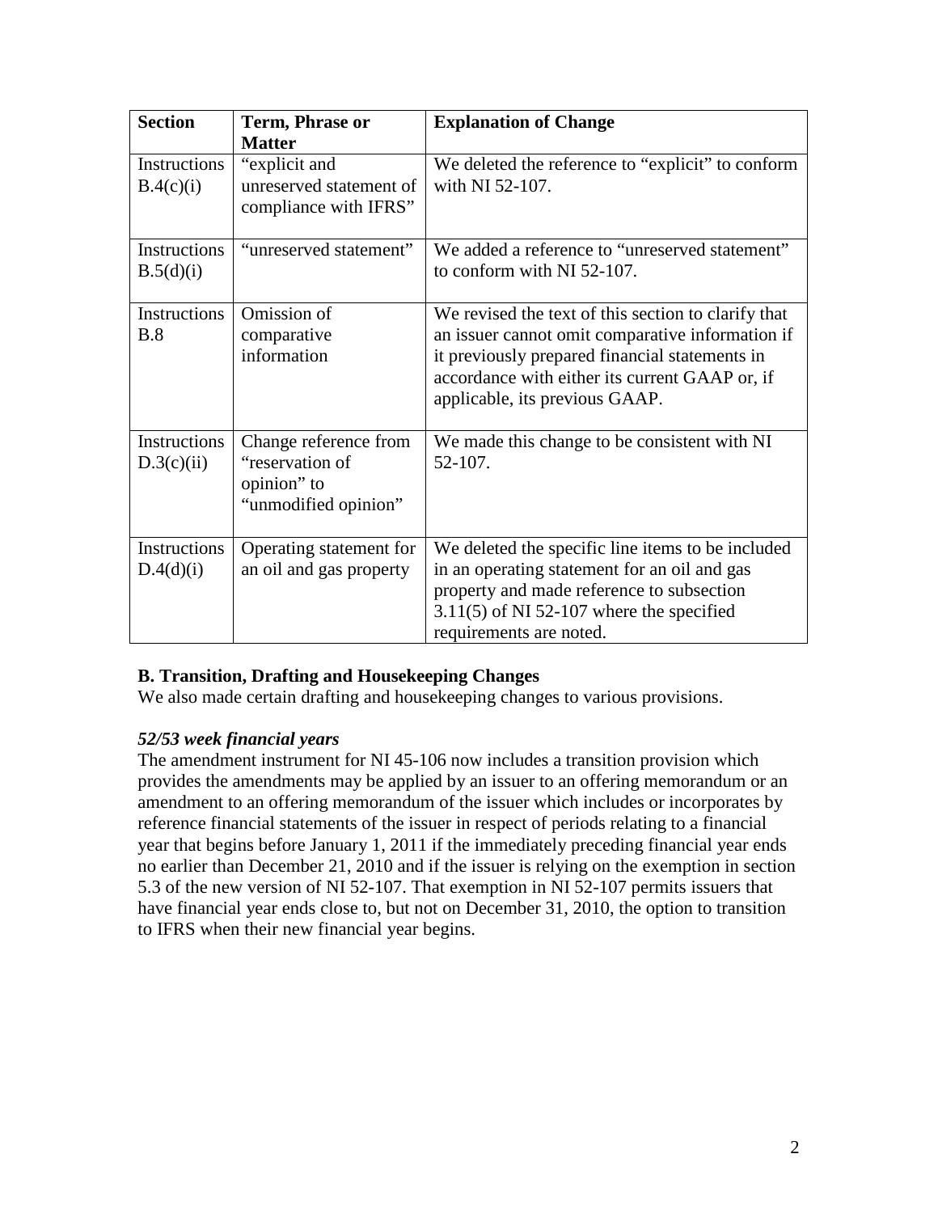| Section | Term, Phrase or Matter | Explanation of Change |
|---|---|---|
| Instructions B.4(c)(i) | "explicit and unreserved statement of compliance with IFRS" | We deleted the reference to "explicit" to conform with NI 52-107. |
| Instructions B.5(d)(i) | "unreserved statement" | We added a reference to "unreserved statement" to conform with NI 52-107. |
| Instructions B.8 | Omission of comparative information | We revised the text of this section to clarify that an issuer cannot omit comparative information if it previously prepared financial statements in accordance with either its current GAAP or, if applicable, its previous GAAP. |
| Instructions D.3(c)(ii) | Change reference from "reservation of opinion" to "unmodified opinion" | We made this change to be consistent with NI 52-107. |
| Instructions D.4(d)(i) | Operating statement for an oil and gas property | We deleted the specific line items to be included in an operating statement for an oil and gas property and made reference to subsection 3.11(5) of NI 52-107 where the specified requirements are noted. |

### B. Transition, Drafting and Housekeeping Changes

We also made certain drafting and housekeeping changes to various provisions.

***52/53 week financial years***

The amendment instrument for NI 45-106 now includes a transition provision which provides the amendments may be applied by an issuer to an offering memorandum or an amendment to an offering memorandum of the issuer which includes or incorporates by reference financial statements of the issuer in respect of periods relating to a financial year that begins before January 1, 2011 if the immediately preceding financial year ends no earlier than December 21, 2010 and if the issuer is relying on the exemption in section 5.3 of the new version of NI 52-107. That exemption in NI 52-107 permits issuers that have financial year ends close to, but not on December 31, 2010, the option to transition to IFRS when their new financial year begins.